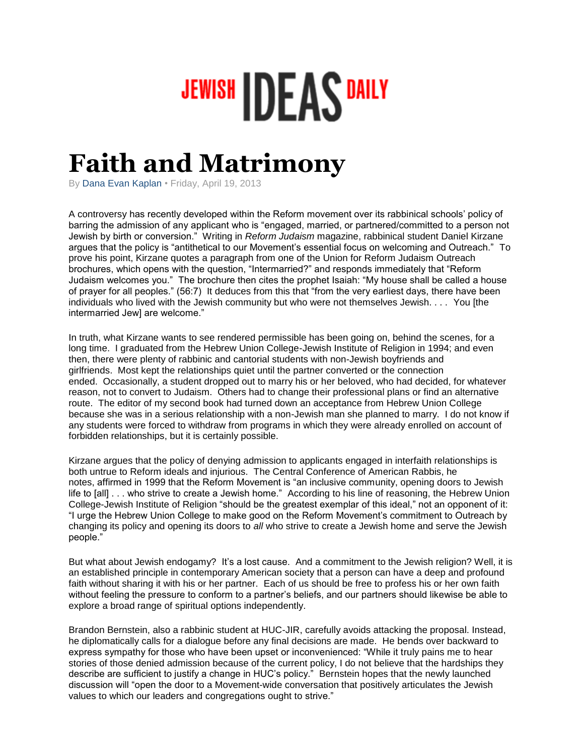# JEWISH IDEAS DAILY

# Faith and Matrimony

By Dana Evan Kaplan • Friday, April 19, 2013

A controversy has recently developed within the Reform movement over its rabbinical schools' policy of barring the admission of any applicant who is "engaged, married, or partnered/committed to a person not Jewish by birth or conversion." Writing in *Reform Judaism* magazine, rabbinical student Daniel Kirzane argues that the policy is "antithetical to our Movement's essential focus on welcoming and Outreach." To prove his point, Kirzane quotes a paragraph from one of the Union for Reform Judaism Outreach brochures, which opens with the question, "Intermarried?" and responds immediately that "Reform Judaism welcomes you." The brochure then cites the prophet Isaiah: "My house shall be called a house of prayer for all peoples." (56:7) It deduces from this that "from the very earliest days, there have been individuals who lived with the Jewish community but who were not themselves Jewish. . . . You [the intermarried Jew] are welcome."

In truth, what Kirzane wants to see rendered permissible has been going on, behind the scenes, for a long time. I graduated from the Hebrew Union College-Jewish Institute of Religion in 1994; and even then, there were plenty of rabbinic and cantorial students with non-Jewish boyfriends and girlfriends. Most kept the relationships quiet until the partner converted or the connection ended. Occasionally, a student dropped out to marry his or her beloved, who had decided, for whatever reason, not to convert to Judaism. Others had to change their professional plans or find an alternative route. The editor of my second book had turned down an acceptance from Hebrew Union College because she was in a serious relationship with a non-Jewish man she planned to marry. I do not know if any students were forced to withdraw from programs in which they were already enrolled on account of forbidden relationships, but it is certainly possible.

Kirzane argues that the policy of denying admission to applicants engaged in interfaith relationships is both untrue to Reform ideals and injurious. The Central Conference of American Rabbis, he notes, affirmed in 1999 that the Reform Movement is "an inclusive community, opening doors to Jewish life to [all] . . . who strive to create a Jewish home." According to his line of reasoning, the Hebrew Union College-Jewish Institute of Religion "should be the greatest exemplar of this ideal," not an opponent of it: "I urge the Hebrew Union College to make good on the Reform Movement's commitment to Outreach by changing its policy and opening its doors to *all* who strive to create a Jewish home and serve the Jewish people."

But what about Jewish endogamy? It's a lost cause. And a commitment to the Jewish religion? Well, it is an established principle in contemporary American society that a person can have a deep and profound faith without sharing it with his or her partner. Each of us should be free to profess his or her own faith without feeling the pressure to conform to a partner's beliefs, and our partners should likewise be able to explore a broad range of spiritual options independently.

Brandon Bernstein, also a rabbinic student at HUC-JIR, carefully avoids attacking the proposal. Instead, he diplomatically calls for a dialogue before any final decisions are made. He bends over backward to express sympathy for those who have been upset or inconvenienced: "While it truly pains me to hear stories of those denied admission because of the current policy, I do not believe that the hardships they describe are sufficient to justify a change in HUC's policy." Bernstein hopes that the newly launched discussion will "open the door to a Movement-wide conversation that positively articulates the Jewish values to which our leaders and congregations ought to strive."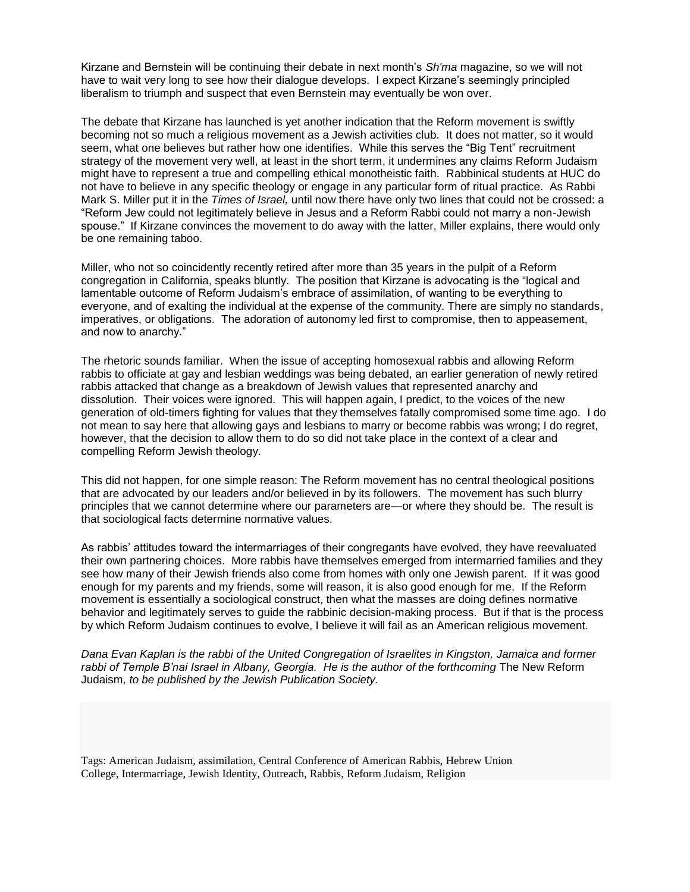Kirzane and Bernstein will be continuing their debate in next month's *Sh'ma* magazine, so we will not have to wait very long to see how their dialogue develops. I expect Kirzane's seemingly principled liberalism to triumph and suspect that even Bernstein may eventually be won over.

The debate that Kirzane has launched is yet another indication that the Reform movement is swiftly becoming not so much a religious movement as a Jewish activities club. It does not matter, so it would seem, what one believes but rather how one identifies. While this serves the "Big Tent" recruitment strategy of the movement very well, at least in the short term, it undermines any claims Reform Judaism might have to represent a true and compelling ethical monotheistic faith. Rabbinical students at HUC do not have to believe in any specific theology or engage in any particular form of ritual practice. As Rabbi Mark S. Miller put it in the *Times of Israel,* until now there have only two lines that could not be crossed: a "Reform Jew could not legitimately believe in Jesus and a Reform Rabbi could not marry a non-Jewish spouse." If Kirzane convinces the movement to do away with the latter, Miller explains, there would only be one remaining taboo.

Miller, who not so coincidently recently retired after more than 35 years in the pulpit of a Reform congregation in California, speaks bluntly. The position that Kirzane is advocating is the "logical and lamentable outcome of Reform Judaism's embrace of assimilation, of wanting to be everything to everyone, and of exalting the individual at the expense of the community. There are simply no standards, imperatives, or obligations. The adoration of autonomy led first to compromise, then to appeasement, and now to anarchy."

The rhetoric sounds familiar. When the issue of accepting homosexual rabbis and allowing Reform rabbis to officiate at gay and lesbian weddings was being debated, an earlier generation of newly retired rabbis attacked that change as a breakdown of Jewish values that represented anarchy and dissolution. Their voices were ignored. This will happen again, I predict, to the voices of the new generation of old-timers fighting for values that they themselves fatally compromised some time ago. I do not mean to say here that allowing gays and lesbians to marry or become rabbis was wrong; I do regret, however, that the decision to allow them to do so did not take place in the context of a clear and compelling Reform Jewish theology.

This did not happen, for one simple reason: The Reform movement has no central theological positions that are advocated by our leaders and/or believed in by its followers. The movement has such blurry principles that we cannot determine where our parameters are—or where they should be. The result is that sociological facts determine normative values.

As rabbis' attitudes toward the intermarriages of their congregants have evolved, they have reevaluated their own partnering choices. More rabbis have themselves emerged from intermarried families and they see how many of their Jewish friends also come from homes with only one Jewish parent. If it was good enough for my parents and my friends, some will reason, it is also good enough for me. If the Reform movement is essentially a sociological construct, then what the masses are doing defines normative behavior and legitimately serves to guide the rabbinic decision-making process. But if that is the process by which Reform Judaism continues to evolve, I believe it will fail as an American religious movement.

*Dana Evan Kaplan is the rabbi of the United Congregation of Israelites in Kingston, Jamaica and former rabbi of Temple B'nai Israel in Albany, Georgia. He is the author of the forthcoming* The New Reform Judaism*, to be published by the Jewish Publication Society.*

Tags: American Judaism, assimilation, Central Conference of American Rabbis, Hebrew Union College, Intermarriage, Jewish Identity, Outreach, Rabbis, Reform Judaism, Religion